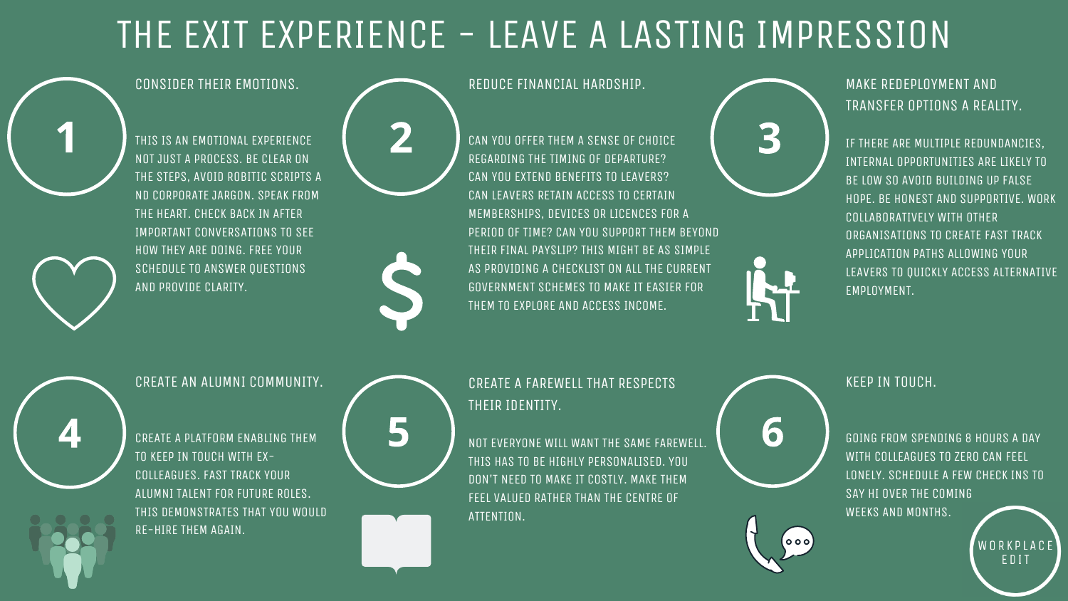# THE EXIT EXPERIENCE - LEAVE A LASTING IMPRESSION

## 1. CONSIDER THEIR EMOTIONS.

THIS IS AN EMOTIONAL EXPERIENCE NOT JUST A PROCESS. BE CLEAR ON THE STEPS, AVOID ROBITIC SCRIPTS A ND CORPORATE JARGON. SPEAK FROM THE HEART. CHECK BACK IN AFTER IMPORTANT CONVERSATIONS TO SEE HOW THEY ARE DOING. FREE YOUR SCHEDULE TO ANSWER QUESTIONS AND PROVIDE CLARITY.

## 2. REDUCE FINANCIAL HARDSHIP.

CAN YOU OFFER THEM A SENSE OF CHOICE REGARDING THE TIMING OF DEPARTURE? CAN YOU EXTEND BENEFITS TO LEAVERS? CAN LEAVERS RETAIN ACCESS TO CERTAIN MEMBERSHIPS, DEVICES OR LICENCES FOR A PERIOD OF TIME? CAN YOU SUPPORT THEM BEYOND THEIR FINAL PAYSLIP? THIS MIGHT BE AS SIMPLE AS PROVIDING A CHECKLIST ON ALL THE CURRENT GOVERNMENT SCHEMES TO MAKE IT EASIER FOR THEM TO EXPLORE AND ACCESS INCOME.

## 3. MAKE REDEPLOYMENT AND TRANSFER OPTIONS A REALITY.

IF THERE ARE MULTIPLE REDUNDANCIES, INTERNAL OPPORTUNITIES ARE LIKELY TO BE LOW SO AVOID BUILDING UP FALSE HOPE. BE HONEST AND SUPPORTIVE. WORK COLLABORATIVELY WITH OTHER ORGANISATIONS TO CREATE FAST TRACK APPLICATION PATHS ALLOWING YOUR LEAVERS TO QUICKLY ACCESS ALTERNATIVE EMPLOYMENT.

## 4. CREATE AN ALUMNI COMMUNITY.

CREATE A PLATFORM ENABLING THEM TO KEEP IN TOUCH WITH EX-COLLEAGUES. FAST TRACK YOUR ALUMNI TALENT FOR FUTURE ROLES. THIS DEMONSTRATES THAT YOU WOULD RE-HIRE THEM AGAIN.

## 5. CREATE A FAREWELL THAT RESPECTS THEIR IDENTITY.

NOT EVERYONE WILL WANT THE SAME FAREWELL. THIS HAS TO BE HIGHLY PERSONALISED. YOU DON'T NEED TO MAKE IT COSTLY. MAKE THEM FEEL VALUED RATHER THAN THE CENTRE OF ATTENTION.

## 6. KEEP IN TOUCH.

GOING FROM SPENDING 8 HOURS A DAY WITH COLLEAGUES TO ZERO CAN FEEL LONELY. SCHEDULE A FEW CHECK INS TO SAY HI OVER THE COMING WEEKS AND MONTHS.

WORKPLACE EDIT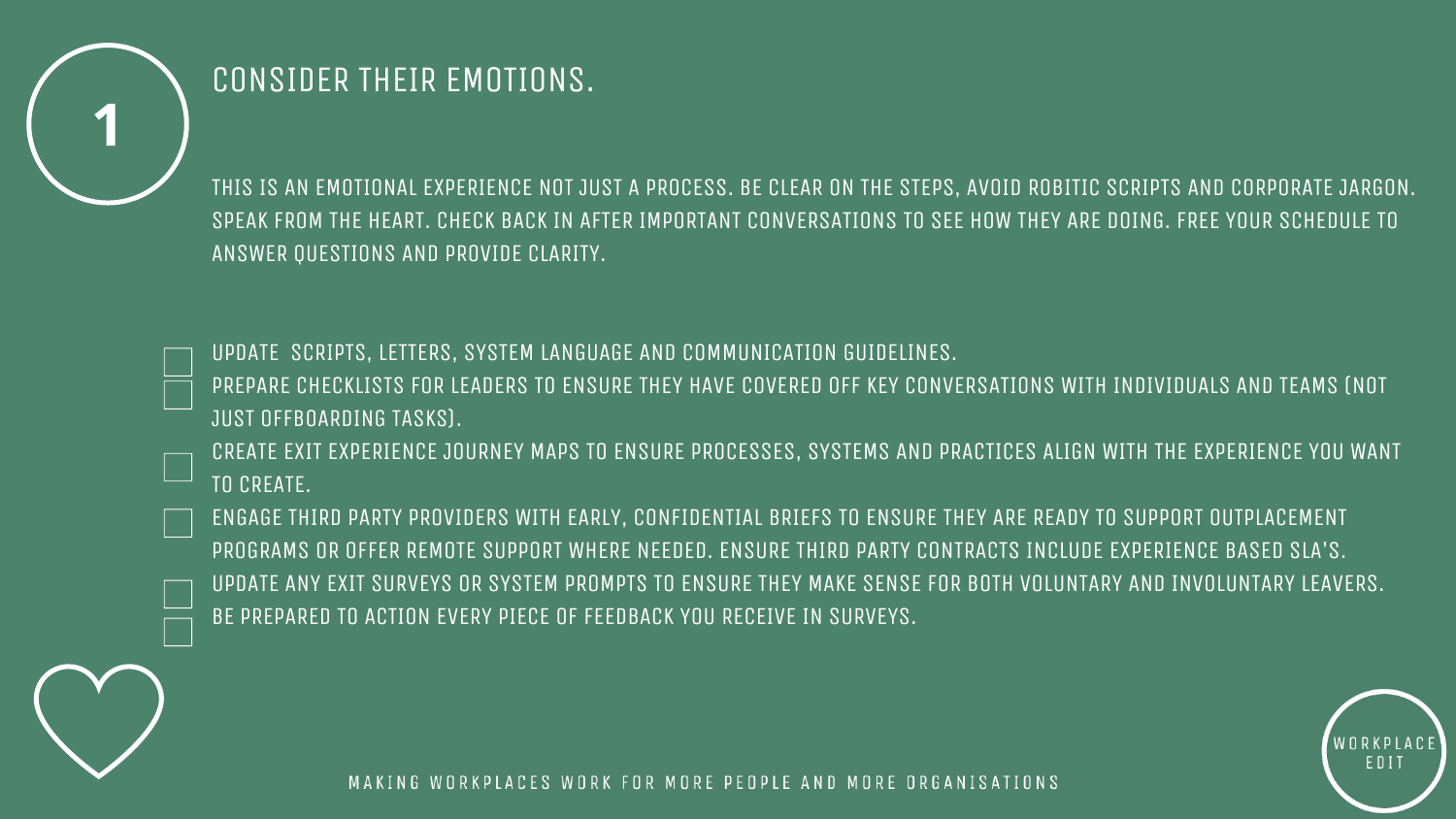# 1

## CONSIDER THEIR EMOTIONS.

THIS IS AN EMOTIONAL EXPERIENCE NOT JUST A PROCESS. BE CLEAR ON THE STEPS, AVOID ROBITIC SCRIPTS AND CORPORATE JARGON. SPEAK FROM THE HEART. CHECK BACK IN AFTER IMPORTANT CONVERSATIONS TO SEE HOW THEY ARE DOING. FREE YOUR SCHEDULE TO ANSWER QUESTIONS AND PROVIDE CLARITY.

- [ ] UPDATE SCRIPTS, LETTERS, SYSTEM LANGUAGE AND COMMUNICATION GUIDELINES.
- [ ] PREPARE CHECKLISTS FOR LEADERS TO ENSURE THEY HAVE COVERED OFF KEY CONVERSATIONS WITH INDIVIDUALS AND TEAMS (NOT JUST OFFBOARDING TASKS).
- [ ] CREATE EXIT EXPERIENCE JOURNEY MAPS TO ENSURE PROCESSES, SYSTEMS AND PRACTICES ALIGN WITH THE EXPERIENCE YOU WANT TO CREATE.
- [ ] ENGAGE THIRD PARTY PROVIDERS WITH EARLY, CONFIDENTIAL BRIEFS TO ENSURE THEY ARE READY TO SUPPORT OUTPLACEMENT PROGRAMS OR OFFER REMOTE SUPPORT WHERE NEEDED. ENSURE THIRD PARTY CONTRACTS INCLUDE EXPERIENCE BASED SLA'S.
- [ ] UPDATE ANY EXIT SURVEYS OR SYSTEM PROMPTS TO ENSURE THEY MAKE SENSE FOR BOTH VOLUNTARY AND INVOLUNTARY LEAVERS.
- [ ] BE PREPARED TO ACTION EVERY PIECE OF FEEDBACK YOU RECEIVE IN SURVEYS.

MAKING WORKPLACES WORK FOR MORE PEOPLE AND MORE ORGANISATIONS

WORKPLACE EDIT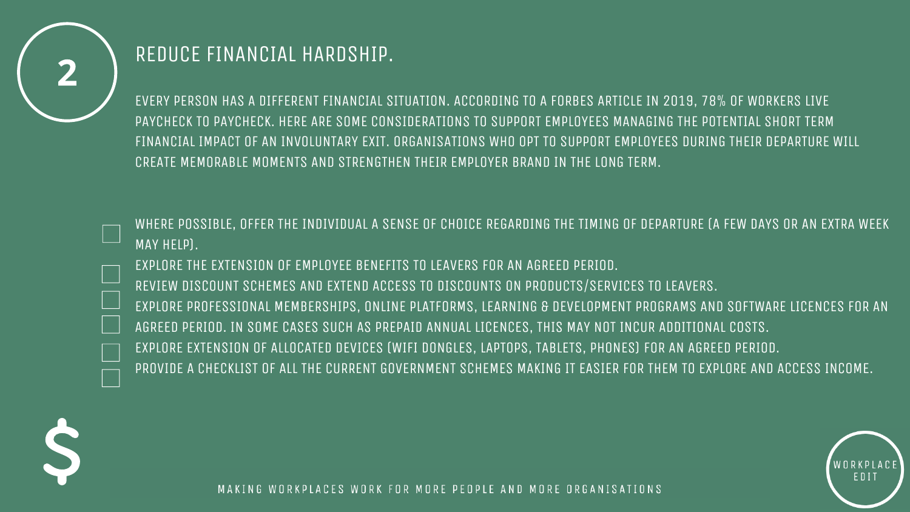## 2 REDUCE FINANCIAL HARDSHIP.

EVERY PERSON HAS A DIFFERENT FINANCIAL SITUATION. ACCORDING TO A FORBES ARTICLE IN 2019, 78% OF WORKERS LIVE PAYCHECK TO PAYCHECK. HERE ARE SOME CONSIDERATIONS TO SUPPORT EMPLOYEES MANAGING THE POTENTIAL SHORT TERM FINANCIAL IMPACT OF AN INVOLUNTARY EXIT. ORGANISATIONS WHO OPT TO SUPPORT EMPLOYEES DURING THEIR DEPARTURE WILL CREATE MEMORABLE MOMENTS AND STRENGTHEN THEIR EMPLOYER BRAND IN THE LONG TERM.

- [ ] WHERE POSSIBLE, OFFER THE INDIVIDUAL A SENSE OF CHOICE REGARDING THE TIMING OF DEPARTURE (A FEW DAYS OR AN EXTRA WEEK MAY HELP).
- [ ] EXPLORE THE EXTENSION OF EMPLOYEE BENEFITS TO LEAVERS FOR AN AGREED PERIOD.
- [ ] REVIEW DISCOUNT SCHEMES AND EXTEND ACCESS TO DISCOUNTS ON PRODUCTS/SERVICES TO LEAVERS.
- [ ] EXPLORE PROFESSIONAL MEMBERSHIPS, ONLINE PLATFORMS, LEARNING & DEVELOPMENT PROGRAMS AND SOFTWARE LICENCES FOR AN AGREED PERIOD. IN SOME CASES SUCH AS PREPAID ANNUAL LICENCES, THIS MAY NOT INCUR ADDITIONAL COSTS.
- [ ] EXPLORE EXTENSION OF ALLOCATED DEVICES (WIFI DONGLES, LAPTOPS, TABLETS, PHONES) FOR AN AGREED PERIOD.
- [ ] PROVIDE A CHECKLIST OF ALL THE CURRENT GOVERNMENT SCHEMES MAKING IT EASIER FOR THEM TO EXPLORE AND ACCESS INCOME.

$

MAKING WORKPLACES WORK FOR MORE PEOPLE AND MORE ORGANISATIONS

WORKPLACE EDIT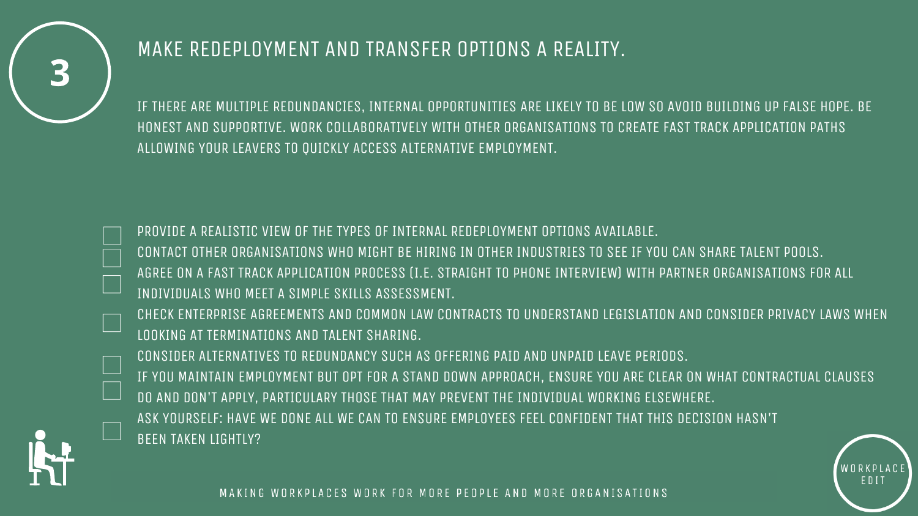# 3

## MAKE REDEPLOYMENT AND TRANSFER OPTIONS A REALITY.

IF THERE ARE MULTIPLE REDUNDANCIES, INTERNAL OPPORTUNITIES ARE LIKELY TO BE LOW SO AVOID BUILDING UP FALSE HOPE. BE HONEST AND SUPPORTIVE. WORK COLLABORATIVELY WITH OTHER ORGANISATIONS TO CREATE FAST TRACK APPLICATION PATHS ALLOWING YOUR LEAVERS TO QUICKLY ACCESS ALTERNATIVE EMPLOYMENT.

- [ ] PROVIDE A REALISTIC VIEW OF THE TYPES OF INTERNAL REDEPLOYMENT OPTIONS AVAILABLE.
- [ ] CONTACT OTHER ORGANISATIONS WHO MIGHT BE HIRING IN OTHER INDUSTRIES TO SEE IF YOU CAN SHARE TALENT POOLS.
- [ ] AGREE ON A FAST TRACK APPLICATION PROCESS (I.E. STRAIGHT TO PHONE INTERVIEW) WITH PARTNER ORGANISATIONS FOR ALL INDIVIDUALS WHO MEET A SIMPLE SKILLS ASSESSMENT.
- [ ] CHECK ENTERPRISE AGREEMENTS AND COMMON LAW CONTRACTS TO UNDERSTAND LEGISLATION AND CONSIDER PRIVACY LAWS WHEN LOOKING AT TERMINATIONS AND TALENT SHARING.
- [ ] CONSIDER ALTERNATIVES TO REDUNDANCY SUCH AS OFFERING PAID AND UNPAID LEAVE PERIODS.
- [ ] IF YOU MAINTAIN EMPLOYMENT BUT OPT FOR A STAND DOWN APPROACH, ENSURE YOU ARE CLEAR ON WHAT CONTRACTUAL CLAUSES DO AND DON'T APPLY, PARTICULARY THOSE THAT MAY PREVENT THE INDIVIDUAL WORKING ELSEWHERE.
- [ ] ASK YOURSELF: HAVE WE DONE ALL WE CAN TO ENSURE EMPLOYEES FEEL CONFIDENT THAT THIS DECISION HASN'T BEEN TAKEN LIGHTLY?

MAKING WORKPLACES WORK FOR MORE PEOPLE AND MORE ORGANISATIONS

WORKPLACE EDIT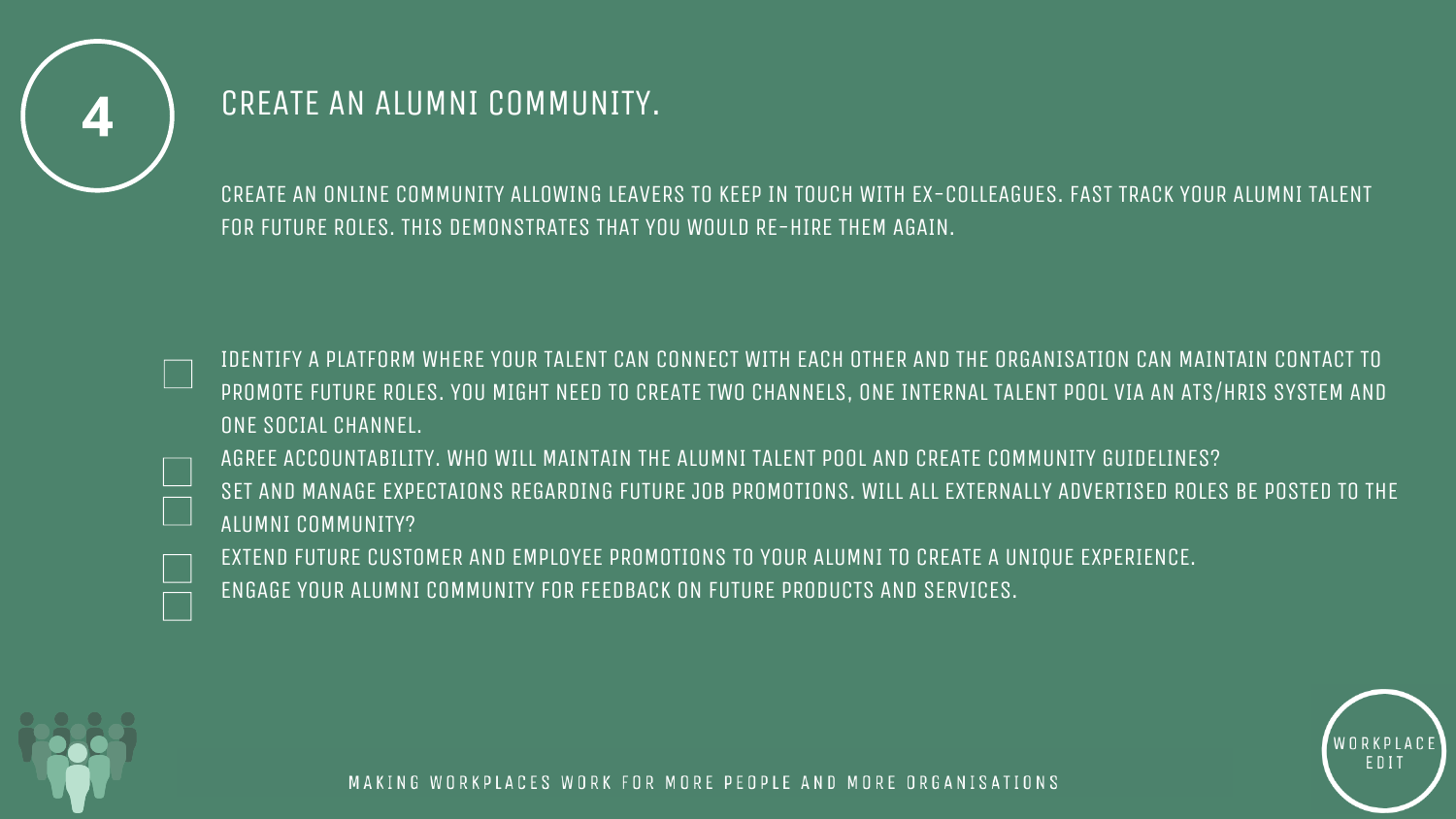# 4 CREATE AN ALUMNI COMMUNITY.

CREATE AN ONLINE COMMUNITY ALLOWING LEAVERS TO KEEP IN TOUCH WITH EX-COLLEAGUES. FAST TRACK YOUR ALUMNI TALENT FOR FUTURE ROLES. THIS DEMONSTRATES THAT YOU WOULD RE-HIRE THEM AGAIN.

- [ ] IDENTIFY A PLATFORM WHERE YOUR TALENT CAN CONNECT WITH EACH OTHER AND THE ORGANISATION CAN MAINTAIN CONTACT TO PROMOTE FUTURE ROLES. YOU MIGHT NEED TO CREATE TWO CHANNELS, ONE INTERNAL TALENT POOL VIA AN ATS/HRIS SYSTEM AND ONE SOCIAL CHANNEL.
- [ ] AGREE ACCOUNTABILITY. WHO WILL MAINTAIN THE ALUMNI TALENT POOL AND CREATE COMMUNITY GUIDELINES?
- [ ] SET AND MANAGE EXPECTAIONS REGARDING FUTURE JOB PROMOTIONS. WILL ALL EXTERNALLY ADVERTISED ROLES BE POSTED TO THE ALUMNI COMMUNITY?
- [ ] EXTEND FUTURE CUSTOMER AND EMPLOYEE PROMOTIONS TO YOUR ALUMNI TO CREATE A UNIQUE EXPERIENCE.
- [ ] ENGAGE YOUR ALUMNI COMMUNITY FOR FEEDBACK ON FUTURE PRODUCTS AND SERVICES.

MAKING WORKPLACES WORK FOR MORE PEOPLE AND MORE ORGANISATIONS

WORKPLACE EDIT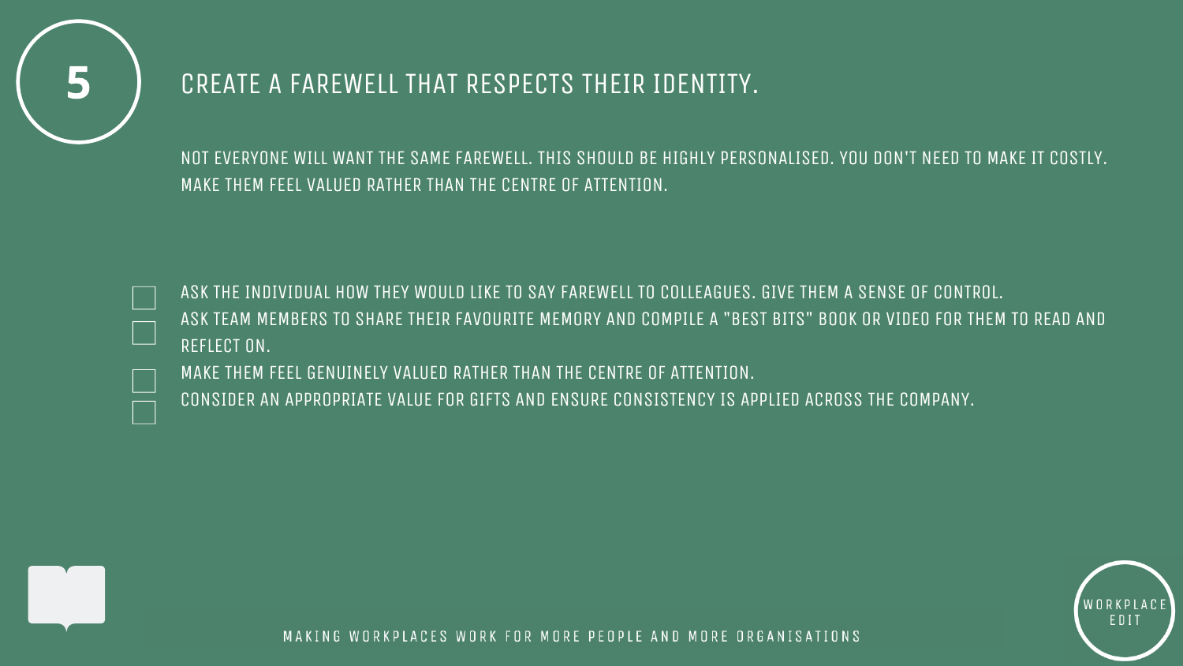## 5 CREATE A FAREWELL THAT RESPECTS THEIR IDENTITY.

NOT EVERYONE WILL WANT THE SAME FAREWELL. THIS SHOULD BE HIGHLY PERSONALISED. YOU DON'T NEED TO MAKE IT COSTLY. MAKE THEM FEEL VALUED RATHER THAN THE CENTRE OF ATTENTION.

- [ ] ASK THE INDIVIDUAL HOW THEY WOULD LIKE TO SAY FAREWELL TO COLLEAGUES. GIVE THEM A SENSE OF CONTROL.
- [ ] ASK TEAM MEMBERS TO SHARE THEIR FAVOURITE MEMORY AND COMPILE A "BEST BITS" BOOK OR VIDEO FOR THEM TO READ AND REFLECT ON.
- [ ] MAKE THEM FEEL GENUINELY VALUED RATHER THAN THE CENTRE OF ATTENTION.
- [ ] CONSIDER AN APPROPRIATE VALUE FOR GIFTS AND ENSURE CONSISTENCY IS APPLIED ACROSS THE COMPANY.

MAKING WORKPLACES WORK FOR MORE PEOPLE AND MORE ORGANISATIONS

WORKPLACE EDIT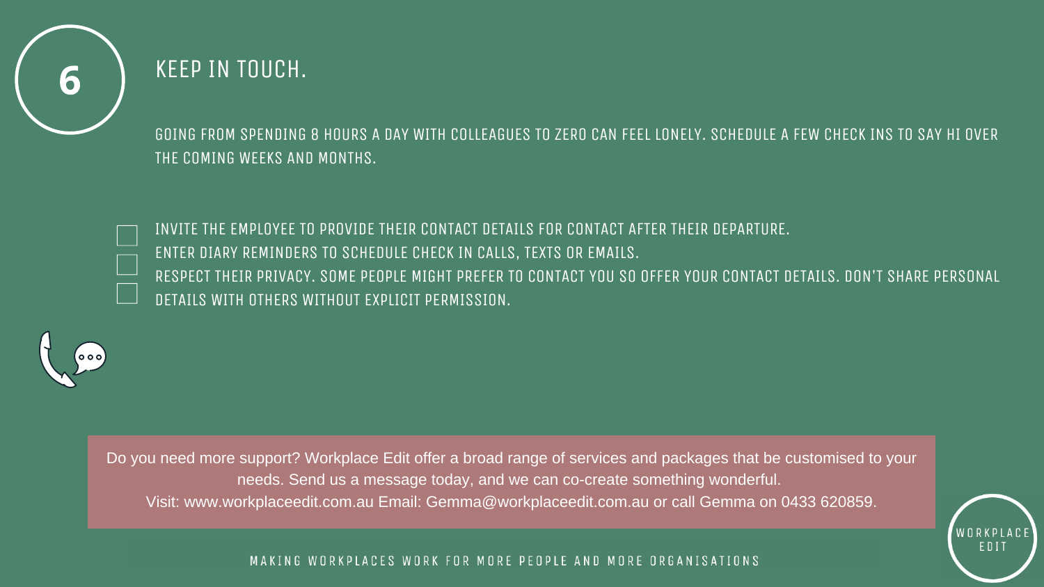# 6 KEEP IN TOUCH.

GOING FROM SPENDING 8 HOURS A DAY WITH COLLEAGUES TO ZERO CAN FEEL LONELY. SCHEDULE A FEW CHECK INS TO SAY HI OVER THE COMING WEEKS AND MONTHS.

- [ ] INVITE THE EMPLOYEE TO PROVIDE THEIR CONTACT DETAILS FOR CONTACT AFTER THEIR DEPARTURE.
- [ ] ENTER DIARY REMINDERS TO SCHEDULE CHECK IN CALLS, TEXTS OR EMAILS.
- [ ] RESPECT THEIR PRIVACY. SOME PEOPLE MIGHT PREFER TO CONTACT YOU SO OFFER YOUR CONTACT DETAILS. DON'T SHARE PERSONAL DETAILS WITH OTHERS WITHOUT EXPLICIT PERMISSION.

Do you need more support? Workplace Edit offer a broad range of services and packages that be customised to your needs. Send us a message today, and we can co-create something wonderful.
Visit: www.workplaceedit.com.au Email: Gemma@workplaceedit.com.au or call Gemma on 0433 620859.

MAKING WORKPLACES WORK FOR MORE PEOPLE AND MORE ORGANISATIONS

WORKPLACE EDIT